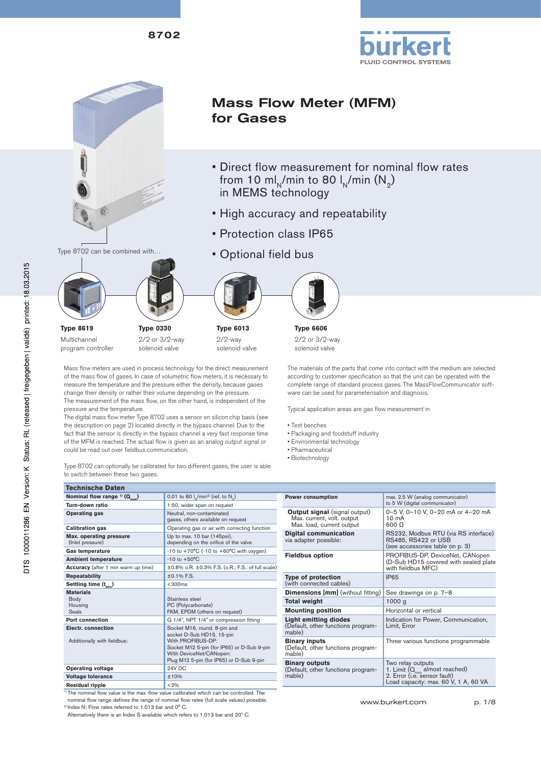8702

# Mass Flow Meter (MFM) for Gases

- Direct flow measurement for nominal flow rates from 10 $ml_N$/min to 80 $l_N$/min ($N_2$) in MEMS technology
- High accuracy and repeatability
- Protection class IP65
- Optional field bus

Type 8702 can be combined with…

**Type 8619**
Multichannel program controller

**Type 0330**
2/2 or 3/2-way solenoid valve

**Type 6013**
2/2-way solenoid valve

**Type 6606**
2/2 or 3/2-way solenoid valve

Mass flow meters are used in process technology for the direct measurement of the mass flow of gases. In case of volumetric flow meters, it is necessary to measure the temperature and the pressure either the density, because gases change their density or rather their volume depending on the pressure.
The measurement of the mass flow, on the other hand, is independent of the pressure and the temperature.
The digital mass flow meter Type 8702 uses a sensor on silicon chip basis (see the description on page 2) located directly in the bypass channel. Due to the fact that the sensor is directly in the bypass channel a very fast response time of the MFM is reached. The actual flow is given as an analog output signal or could be read out over fieldbus communication.

Type 8702 can optionally be calibrated for two different gases, the user is able to switch between these two gases.

The materials of the parts that come into contact with the medium are selected according to customer specification so that the unit can be operated with the complete range of standard process gases. The MassFlowCommunicator software can be used for parameterisation and diagnosis.

Typical application areas are gas flow measurement in

- Test benches
- Packaging and foodstuff industry
- Environmental technology
- Pharmaceutical
- Biotechnology

## Technische Daten

| | |
|---|---|
| **Nominal flow range** [1] **($Q_{nom}$)** | 0.01 to 80 $l_N$/min[2] (ref. to $N_2$) |
| **Turn-down ratio** | 1:50, wider span on request |
| **Operating gas** | Neutral, non-contaminated gases, others available on request |
| **Calibration gas** | Operating gas or air with correcting function |
| **Max. operating pressure** (Inlet pressure) | Up to max. 10 bar (145psi), depending on the orifice of the valve |
| **Gas temperature** | -10 to +70°C (-10 to +60°C with oxygen) |
| **Ambient temperature** | -10 to +50°C |
| **Accuracy** (after 1 min warm up time) | ±0.8% o.R. ±0.3% F.S. (o.R.; F.S.: of full scale) |
| **Repeatability** | ±0.1% F.S. |
| **Settling time ($t_{95\%}$)** | <300ms |
| **Materials** Body / Housing / Seals | Stainless steel / PC (Polycarbonate) / FKM, EPDM (others on request) |
| **Port connection** | G 1/4", NPT 1/4" or compression fitting |
| **Electr. connection** | Socket M16, round, 8-pin and socket D-Sub HD15, 15-pin |
| Additionally with fieldbus: | With PROFIBUS-DP: Socket M12 5-pin (for IP65) or D-Sub 9-pin; With DeviceNet/CANopen: Plug M12 5-pin (for IP65) or D-Sub 9-pin |
| **Operating voltage** | 24V DC |
| **Voltage tolerance** | ±10% |
| **Residual ripple** | <2% |
| **Power consumption** | max. 2.5 W (analog communicator) to 5 W (digital communicator) |
| **Output signal** (signal output) Max. current, volt. output Max. load, current output | 0–5 V, 0–10 V, 0–20 mA or 4–20 mA; 10 mA; 600 Ω |
| **Digital communication** via adapter possible: | RS232, Modbus RTU (via RS interface) RS485, RS422 or USB (see accessories table on p. 3) |
| **Fieldbus option** | PROFIBUS-DP, DeviceNet, CANopen (D-Sub HD15 covered with sealed plate with fieldbus MFC) |
| **Type of protection** (with connected cables) | IP65 |
| **Dimensions [mm]** (without fitting) | See drawings on p. 7–8 |
| **Total weight** | 1000 g |
| **Mounting position** | Horizontal or vertical |
| **Light emitting diodes** (Default, other functions programmable) | Indication for Power, Communication, Limit, Error |
| **Binary inputs** (Default, other functions programmable) | Three various functions programmable |
| **Binary outputs** (Default, other functions programmable) | Two relay outputs; 1. Limit ($Q_{nom}$ almost reached); 2. Error (i.e. sensor fault); Load capacity: max. 60 V, 1 A, 60 VA |

[1] The nominal flow value is the max. flow value calibrated which can be controlled. The nominal flow range defines the range of nominal flow rates (full scale values) possible.
[2] Index N: Flow rates referred to 1.013 bar and 0° C.
Alternatively there is an Index S available which refers to 1.013 bar and 20° C.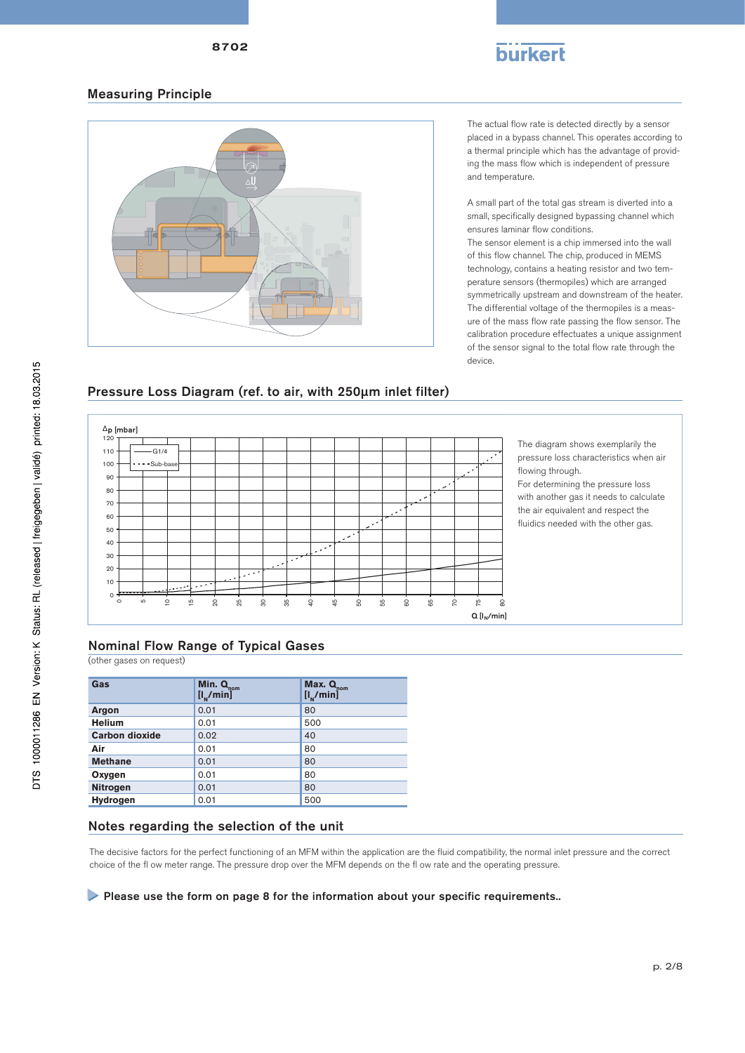## Measuring Principle

The actual flow rate is detected directly by a sensor placed in a bypass channel. This operates according to a thermal principle which has the advantage of providing the mass flow which is independent of pressure and temperature.

A small part of the total gas stream is diverted into a small, specifically designed bypassing channel which ensures laminar flow conditions.
The sensor element is a chip immersed into the wall of this flow channel. The chip, produced in MEMS technology, contains a heating resistor and two temperature sensors (thermopiles) which are arranged symmetrically upstream and downstream of the heater. The differential voltage of the thermopiles is a measure of the mass flow rate passing the flow sensor. The calibration procedure effectuates a unique assignment of the sensor signal to the total flow rate through the device.

## Pressure Loss Diagram (ref. to air, with 250µm inlet filter)

The diagram shows exemplarily the pressure loss characteristics when air flowing through.
For determining the pressure loss with another gas it needs to calculate the air equivalent and respect the fluidics needed with the other gas.

## Nominal Flow Range of Typical Gases

(other gases on request)

| Gas | Min. $Q_{nom}$ [$l_N$/min] | Max. $Q_{nom}$ [$l_N$/min] |
|---|---|---|
| **Argon** | 0.01 | 80 |
| **Helium** | 0.01 | 500 |
| **Carbon dioxide** | 0.02 | 40 |
| **Air** | 0.01 | 80 |
| **Methane** | 0.01 | 80 |
| **Oxygen** | 0.01 | 80 |
| **Nitrogen** | 0.01 | 80 |
| **Hydrogen** | 0.01 | 500 |

## Notes regarding the selection of the unit

The decisive factors for the perfect functioning of an MFM within the application are the fluid compatibility, the normal inlet pressure and the correct choice of the fl ow meter range. The pressure drop over the MFM depends on the fl ow rate and the operating pressure.

**Please use the form on page 8 for the information about your specific requirements..**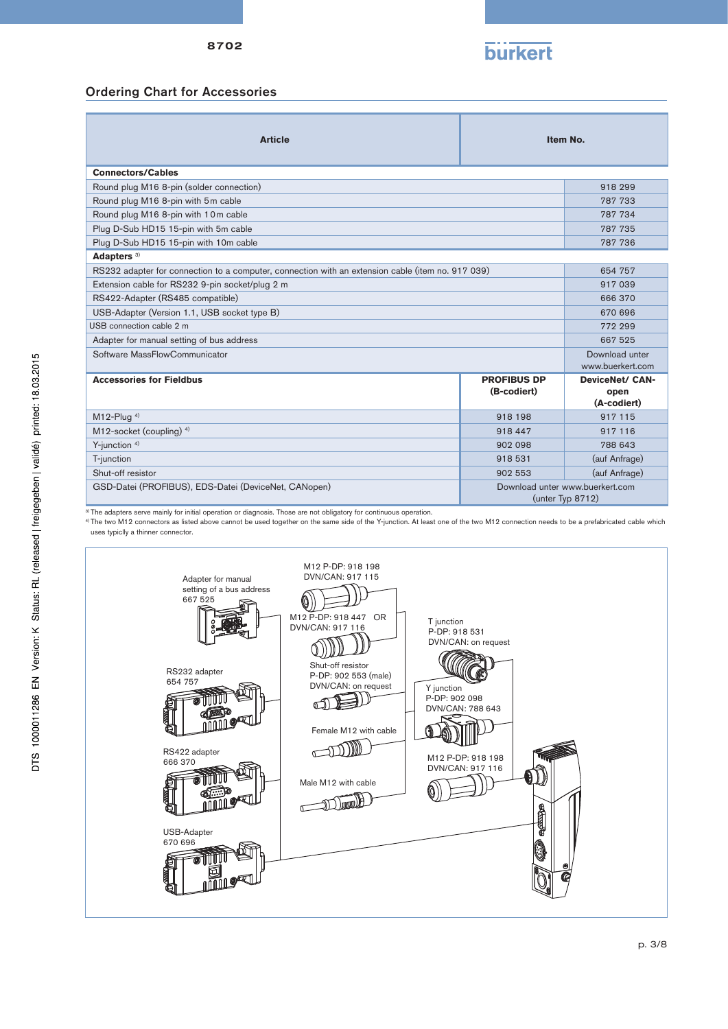## Ordering Chart for Accessories

| Article | | Item No. |
|---|---|---|
| **Connectors/Cables** | | |
| Round plug M16 8-pin (solder connection) | | 918 299 |
| Round plug M16 8-pin with 5m cable | | 787 733 |
| Round plug M16 8-pin with 10m cable | | 787 734 |
| Plug D-Sub HD15 15-pin with 5m cable | | 787 735 |
| Plug D-Sub HD15 15-pin with 10m cable | | 787 736 |
| **Adapters** [3] | | |
| RS232 adapter for connection to a computer, connection with an extension cable (item no. 917 039) | | 654 757 |
| Extension cable for RS232 9-pin socket/plug 2 m | | 917 039 |
| RS422-Adapter (RS485 compatible) | | 666 370 |
| USB-Adapter (Version 1.1, USB socket type B) | | 670 696 |
| USB connection cable 2 m | | 772 299 |
| Adapter for manual setting of bus address | | 667 525 |
| Software MassFlowCommunicator | | Download unter www.buerkert.com |
| **Accessories for Fieldbus** | **PROFIBUS DP (B-codiert)** | **DeviceNet/ CAN-open (A-codiert)** |
| M12-Plug [4] | 918 198 | 917 115 |
| M12-socket (coupling) [4] | 918 447 | 917 116 |
| Y-junction [4] | 902 098 | 788 643 |
| T-junction | 918 531 | (auf Anfrage) |
| Shut-off resistor | 902 553 | (auf Anfrage) |
| GSD-Datei (PROFIBUS), EDS-Datei (DeviceNet, CANopen) | Download unter www.buerkert.com (unter Typ 8712) | |

[3] The adapters serve mainly for initial operation or diagnosis. Those are not obligatory for continuous operation.

[4] The two M12 connectors as listed above cannot be used together on the same side of the Y-junction. At least one of the two M12 connection needs to be a prefabricated cable which uses typiclly a thinner connector.

Adapter for manual setting of a bus address 667 525

RS232 adapter 654 757

RS422 adapter 666 370

USB-Adapter 670 696

M12 P-DP: 918 198 DVN/CAN: 917 115

M12 P-DP: 918 447 OR DVN/CAN: 917 116

Shut-off resistor P-DP: 902 553 (male) DVN/CAN: on request

Female M12 with cable

Male M12 with cable

T junction P-DP: 918 531 DVN/CAN: on request

Y junction P-DP: 902 098 DVN/CAN: 788 643

M12 P-DP: 918 198 DVN/CAN: 917 116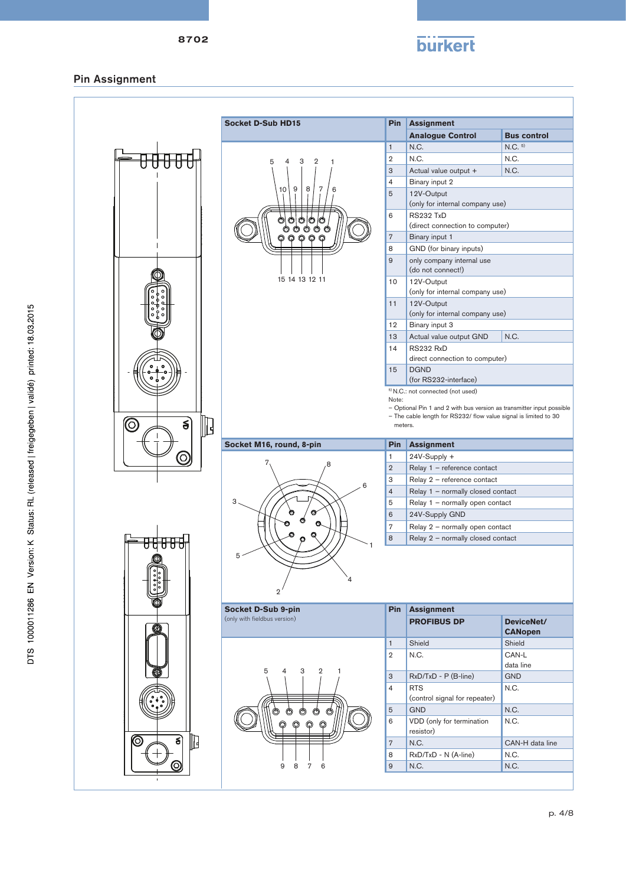## Pin Assignment

| Socket D-Sub HD15 | Pin | Assignment | |
|---|---|---|---|
| | | **Analogue Control** | **Bus control** |
| | 1 | N.C. | N.C. [5] |
| | 2 | N.C. | N.C. |
| | 3 | Actual value output + | N.C. |
| | 4 | Binary input 2 | |
| | 5 | 12V-Output (only for internal company use) | |
| | 6 | RS232 TxD (direct connection to computer) | |
| | 7 | Binary input 1 | |
| | 8 | GND (for binary inputs) | |
| | 9 | only company internal use (do not connect!) | |
| | 10 | 12V-Output (only for internal company use) | |
| | 11 | 12V-Output (only for internal company use) | |
| | 12 | Binary input 3 | |
| | 13 | Actual value output GND | N.C. |
| | 14 | RS232 RxD direct connection to computer) | |
| | 15 | DGND (for RS232-interface) | |

[5] N.C.: not connected (not used)

Note:
- Optional Pin 1 and 2 with bus version as transmitter input possible
- The cable length for RS232/ flow value signal is limited to 30 meters.

| Socket M16, round, 8-pin | Pin | Assignment |
|---|---|---|
| | 1 | 24V-Supply + |
| | 2 | Relay 1 – reference contact |
| | 3 | Relay 2 – reference contact |
| | 4 | Relay 1 – normally closed contact |
| | 5 | Relay 1 – normally open contact |
| | 6 | 24V-Supply GND |
| | 7 | Relay 2 – normally open contact |
| | 8 | Relay 2 – normally closed contact |

| Socket D-Sub 9-pin (only with fieldbus version) | Pin | Assignment | |
|---|---|---|---|
| | | **PROFIBUS DP** | **DeviceNet/ CANopen** |
| | 1 | Shield | Shield |
| | 2 | N.C. | CAN-L data line |
| | 3 | RxD/TxD - P (B-line) | GND |
| | 4 | RTS (control signal for repeater) | N.C. |
| | 5 | GND | N.C. |
| | 6 | VDD (only for termination resistor) | N.C. |
| | 7 | N.C. | CAN-H data line |
| | 8 | RxD/TxD - N (A-line) | N.C. |
| | 9 | N.C. | N.C. |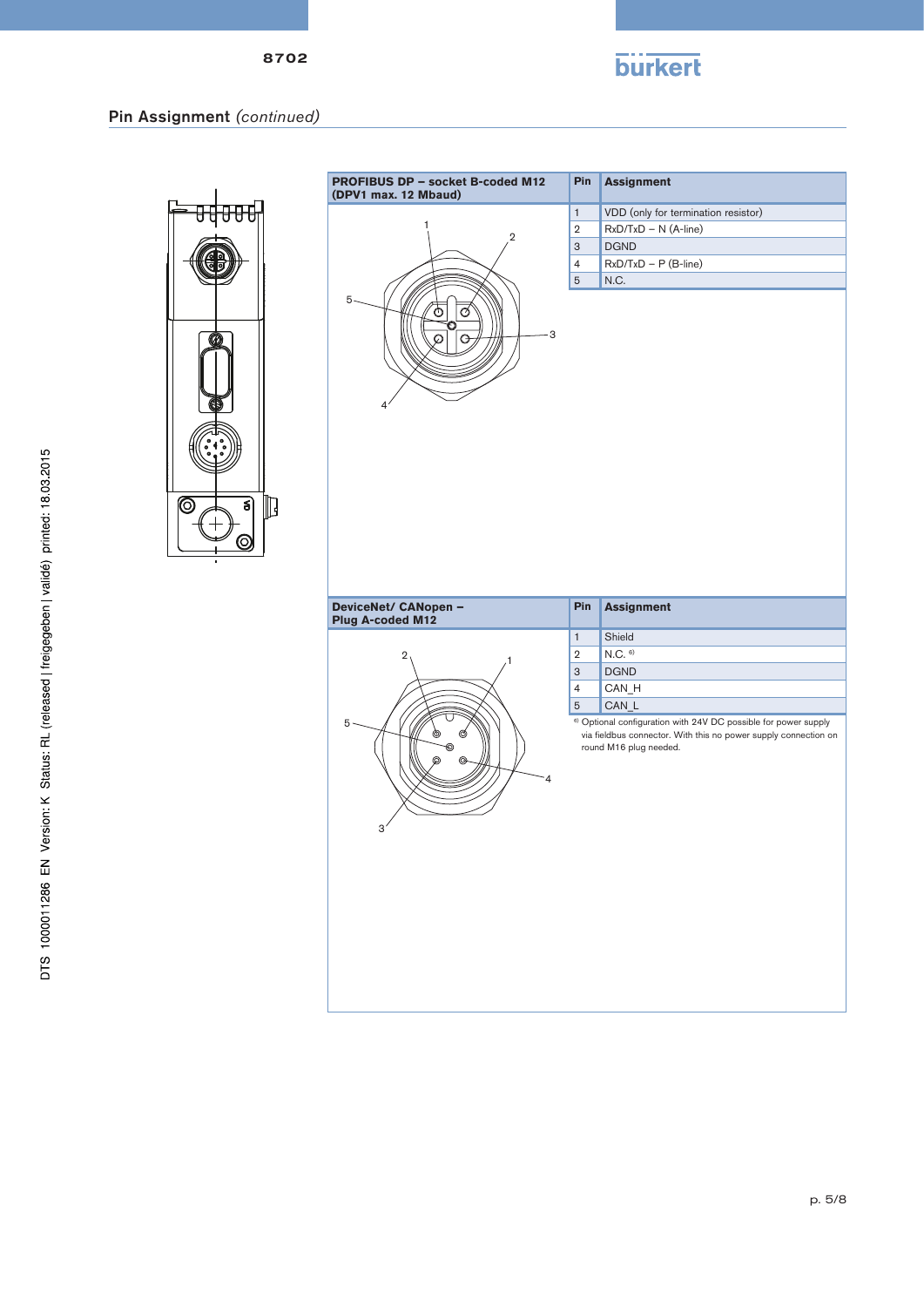## Pin Assignment *(continued)*

| PROFIBUS DP – socket B-coded M12 (DPV1 max. 12 Mbaud) | Pin | Assignment |
|---|---|---|
| | 1 | VDD (only for termination resistor) |
| | 2 | RxD/TxD – N (A-line) |
| | 3 | DGND |
| | 4 | RxD/TxD – P (B-line) |
| | 5 | N.C. |

| DeviceNet/ CANopen – Plug A-coded M12 | Pin | Assignment |
|---|---|---|
| | 1 | Shield |
| | 2 | N.C. [6] |
| | 3 | DGND |
| | 4 | CAN_H |
| | 5 | CAN_L |

[6] Optional configuration with 24V DC possible for power supply via fieldbus connector. With this no power supply connection on round M16 plug needed.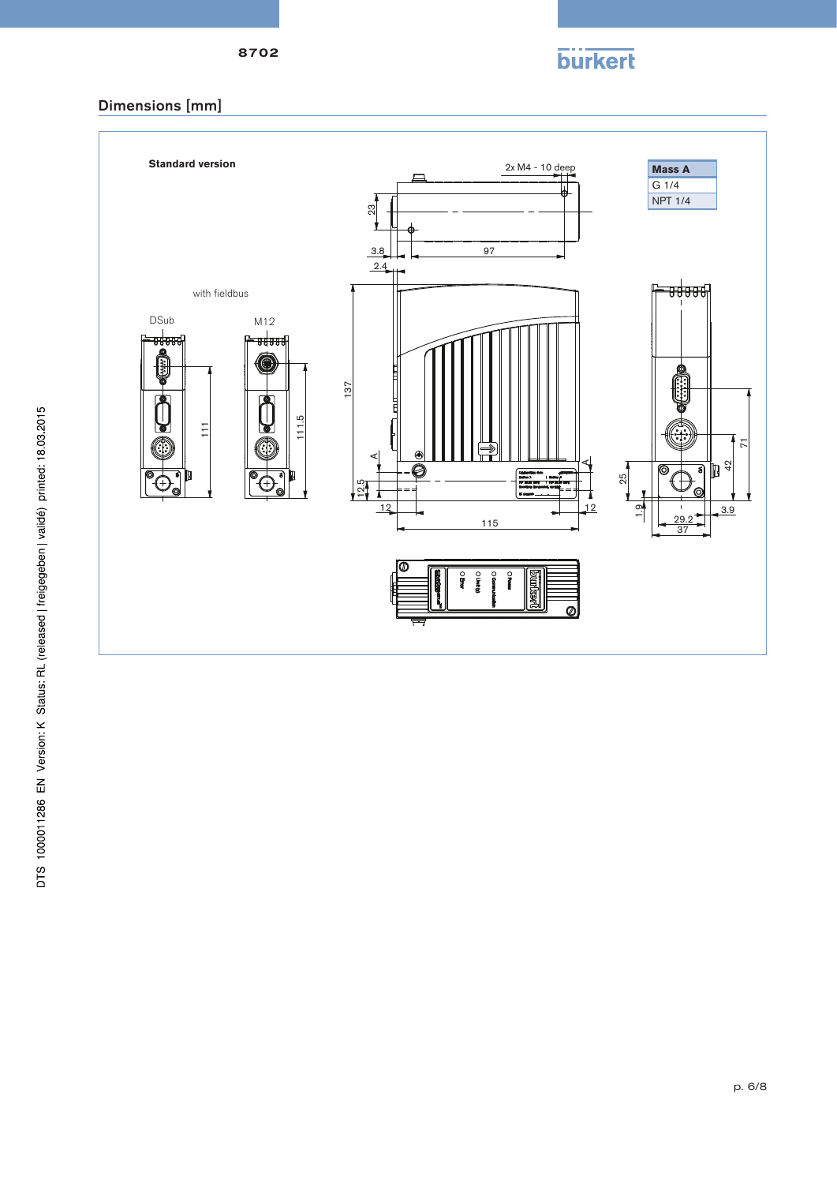## Dimensions [mm]

**Standard version**

with fieldbus

DSub

M12

111

111.5

2x M4 - 10 deep

23

3.8

97

2.4

137

12.5

12

12

115

A

A

25

1.9

42

71

29.2

37

3.9

| Mass A |
| --- |
| G 1/4 |
| NPT 1/4 |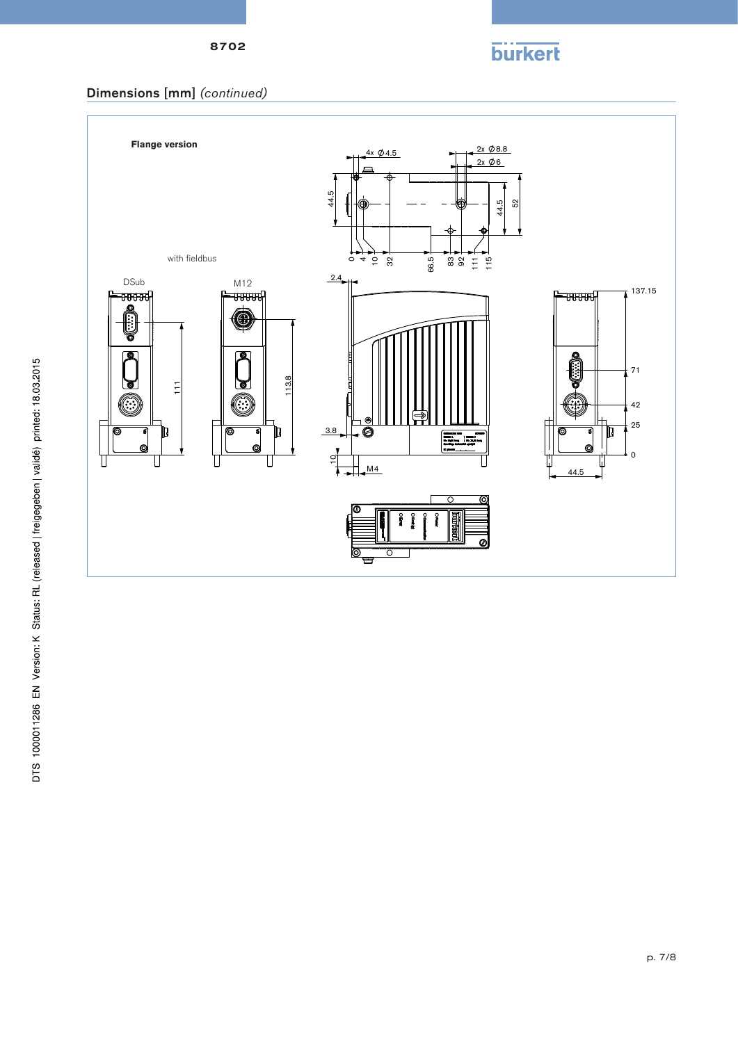## Dimensions [mm] *(continued)*

**Flange version**

with fieldbus

DSub

M12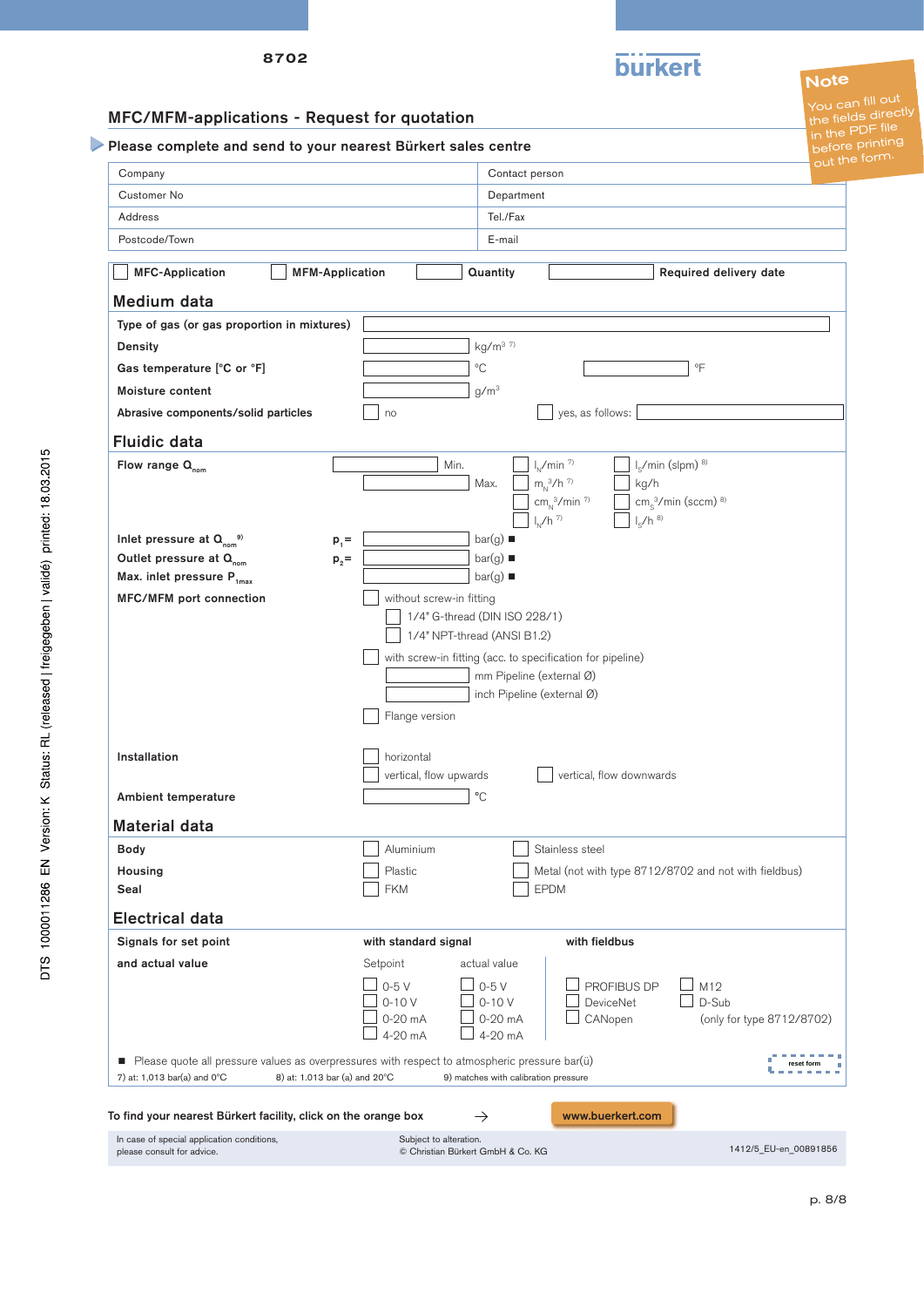8702

## MFC/MFM-applications - Request for quotation

**Note**
You can fill out the fields directly in the PDF file before printing out the form.

Please complete and send to your nearest Bürkert sales centre

| | |
|---|---|
| Company | Contact person |
| Customer No | Department |
| Address | Tel./Fax |
| Postcode/Town | E-mail |

☐ **MFC-Application** ☐ **MFM-Application** **Quantity** **Required delivery date**

### Medium data

**Type of gas (or gas proportion in mixtures)**

**Density** kg/m³ [7]

**Gas temperature [°C or °F]** °C °F

**Moisture content** g/m³

**Abrasive components/solid particles** ☐ no ☐ yes, as follows:

### Fluidic data

**Flow range $Q_{nom}$** Min. / Max.

☐ $l_N$/min [7] ☐ $l_S$/min (slpm) [8]
☐ $m_N^3$/h [7] ☐ kg/h
☐ $cm_N^3$/min [7] ☐ $cm_S^3$/min (sccm) [8]
☐ $l_N$/h [7] ☐ $l_S$/h [8]

**Inlet pressure at $Q_{nom}$** [9] $p_1$= bar(g) ■

**Outlet pressure at $Q_{nom}$** $p_2$= bar(g) ■

**Max. inlet pressure $P_{1max}$** bar(g) ■

**MFC/MFM port connection**

☐ without screw-in fitting
- ☐ 1/4" G-thread (DIN ISO 228/1)
- ☐ 1/4" NPT-thread (ANSI B1.2)

☐ with screw-in fitting (acc. to specification for pipeline)
- mm Pipeline (external Ø)
- inch Pipeline (external Ø)

☐ Flange version

**Installation** ☐ horizontal ☐ vertical, flow upwards ☐ vertical, flow downwards

**Ambient temperature** °C

### Material data

**Body** ☐ Aluminium ☐ Stainless steel

**Housing** ☐ Plastic ☐ Metal (not with type 8712/8702 and not with fieldbus)

**Seal** ☐ FKM ☐ EPDM

### Electrical data

**Signals for set point and actual value**

**with standard signal**

| Setpoint | actual value |
|---|---|
| ☐ 0-5 V | ☐ 0-5 V |
| ☐ 0-10 V | ☐ 0-10 V |
| ☐ 0-20 mA | ☐ 0-20 mA |
| ☐ 4-20 mA | ☐ 4-20 mA |

**with fieldbus**

☐ PROFIBUS DP ☐ M12
☐ DeviceNet ☐ D-Sub
☐ CANopen (only for type 8712/8702)

■ Please quote all pressure values as overpressures with respect to atmospheric pressure bar(ü)

7) at: 1,013 bar(a) and 0°C 8) at: 1.013 bar (a) and 20°C 9) matches with calibration pressure

reset form

To find your nearest Bürkert facility, click on the orange box → www.buerkert.com

In case of special application conditions, please consult for advice.

Subject to alteration.
© Christian Bürkert GmbH & Co. KG

1412/5_EU-en_00891856

DTS 1000011286 EN Version: K Status: RL (released | freigegeben | validé) printed: 18.03.2015